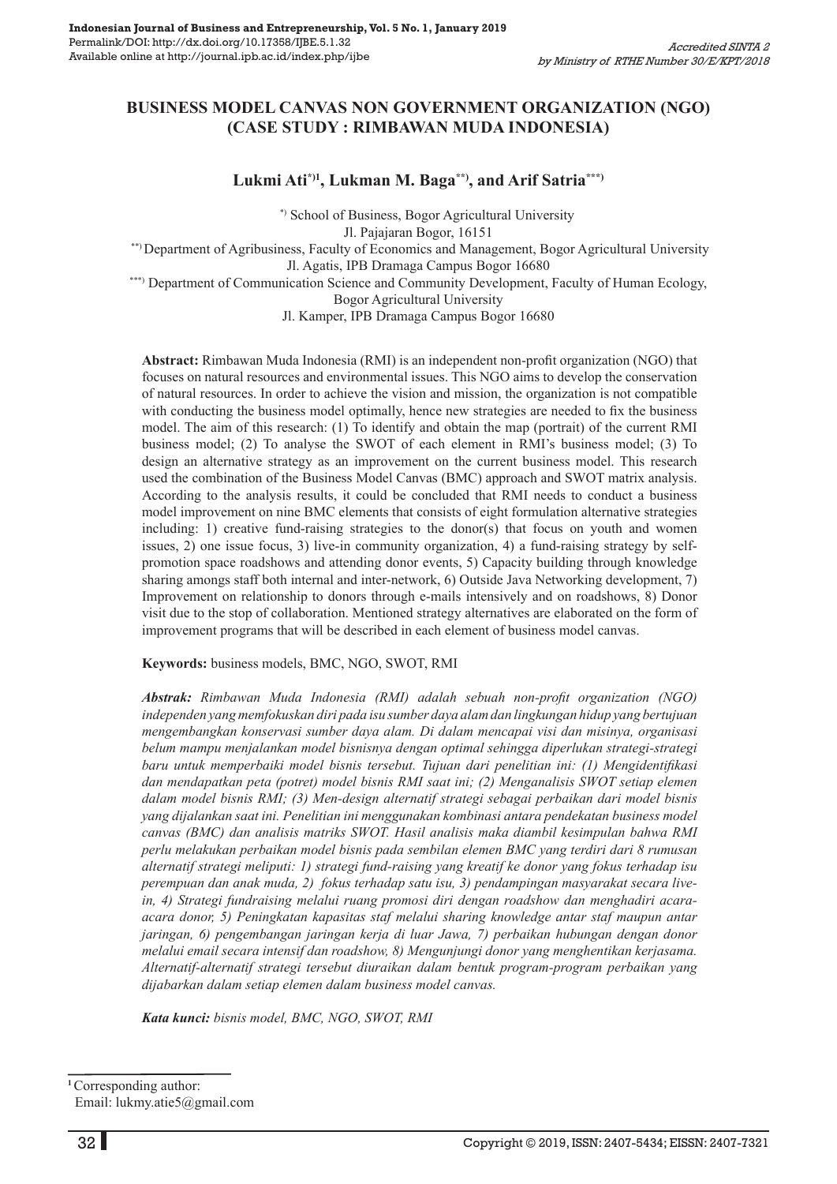# BUSINESS MODEL CANVAS NON GOVERNMENT ORGANIZATION (NGO) (CASE STUDY : RIMBAWAN MUDA INDONESIA)

**Lukmi Ati[*)1], Lukman M. Baga[**)], and Arif Satria[***)]**

[*)] School of Business, Bogor Agricultural University
Jl. Pajajaran Bogor, 16151

[**)] Department of Agribusiness, Faculty of Economics and Management, Bogor Agricultural University
Jl. Agatis, IPB Dramaga Campus Bogor 16680

[***)] Department of Communication Science and Community Development, Faculty of Human Ecology, Bogor Agricultural University
Jl. Kamper, IPB Dramaga Campus Bogor 16680

**Abstract:** Rimbawan Muda Indonesia (RMI) is an independent non-profit organization (NGO) that focuses on natural resources and environmental issues. This NGO aims to develop the conservation of natural resources. In order to achieve the vision and mission, the organization is not compatible with conducting the business model optimally, hence new strategies are needed to fix the business model. The aim of this research: (1) To identify and obtain the map (portrait) of the current RMI business model; (2) To analyse the SWOT of each element in RMI's business model; (3) To design an alternative strategy as an improvement on the current business model. This research used the combination of the Business Model Canvas (BMC) approach and SWOT matrix analysis. According to the analysis results, it could be concluded that RMI needs to conduct a business model improvement on nine BMC elements that consists of eight formulation alternative strategies including: 1) creative fund-raising strategies to the donor(s) that focus on youth and women issues, 2) one issue focus, 3) live-in community organization, 4) a fund-raising strategy by self-promotion space roadshows and attending donor events, 5) Capacity building through knowledge sharing amongs staff both internal and inter-network, 6) Outside Java Networking development, 7) Improvement on relationship to donors through e-mails intensively and on roadshows, 8) Donor visit due to the stop of collaboration. Mentioned strategy alternatives are elaborated on the form of improvement programs that will be described in each element of business model canvas.

**Keywords:** business models, BMC, NGO, SWOT, RMI

***Abstrak:*** *Rimbawan Muda Indonesia (RMI) adalah sebuah non-profit organization (NGO) independen yang memfokuskan diri pada isu sumber daya alam dan lingkungan hidup yang bertujuan mengembangkan konservasi sumber daya alam. Di dalam mencapai visi dan misinya, organisasi belum mampu menjalankan model bisnisnya dengan optimal sehingga diperlukan strategi-strategi baru untuk memperbaiki model bisnis tersebut. Tujuan dari penelitian ini: (1) Mengidentifikasi dan mendapatkan peta (potret) model bisnis RMI saat ini; (2) Menganalisis SWOT setiap elemen dalam model bisnis RMI; (3) Men-design alternatif strategi sebagai perbaikan dari model bisnis yang dijalankan saat ini. Penelitian ini menggunakan kombinasi antara pendekatan business model canvas (BMC) dan analisis matriks SWOT. Hasil analisis maka diambil kesimpulan bahwa RMI perlu melakukan perbaikan model bisnis pada sembilan elemen BMC yang terdiri dari 8 rumusan alternatif strategi meliputi: 1) strategi fund-raising yang kreatif ke donor yang fokus terhadap isu perempuan dan anak muda, 2) fokus terhadap satu isu, 3) pendampingan masyarakat secara live-in, 4) Strategi fundraising melalui ruang promosi diri dengan roadshow dan menghadiri acara-acara donor, 5) Peningkatan kapasitas staf melalui sharing knowledge antar staf maupun antar jaringan, 6) pengembangan jaringan kerja di luar Jawa, 7) perbaikan hubungan dengan donor melalui email secara intensif dan roadshow, 8) Mengunjungi donor yang menghentikan kerjasama. Alternatif-alternatif strategi tersebut diuraikan dalam bentuk program-program perbaikan yang dijabarkan dalam setiap elemen dalam business model canvas.*

***Kata kunci:*** *bisnis model, BMC, NGO, SWOT, RMI*

---

[1] Corresponding author:
Email: lukmy.atie5@gmail.com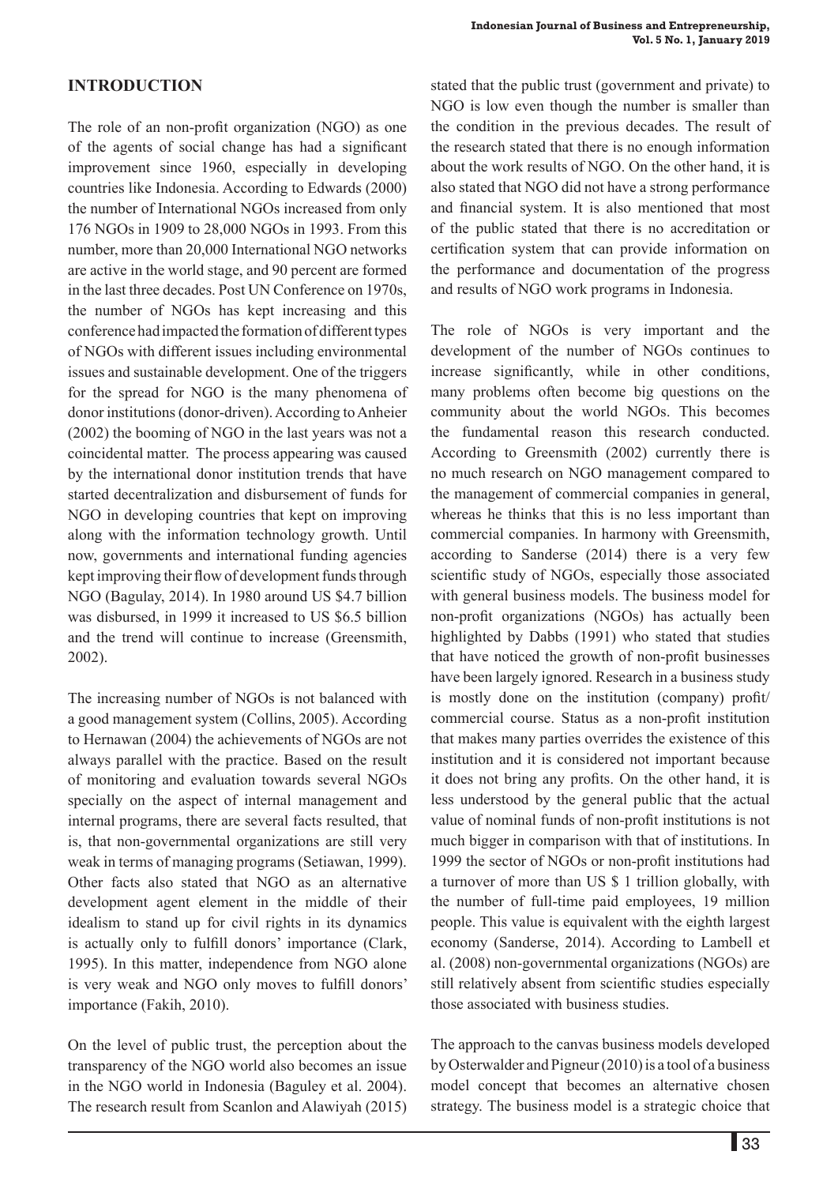## INTRODUCTION

The role of an non-profit organization (NGO) as one of the agents of social change has had a significant improvement since 1960, especially in developing countries like Indonesia. According to Edwards (2000) the number of International NGOs increased from only 176 NGOs in 1909 to 28,000 NGOs in 1993. From this number, more than 20,000 International NGO networks are active in the world stage, and 90 percent are formed in the last three decades. Post UN Conference on 1970s, the number of NGOs has kept increasing and this conference had impacted the formation of different types of NGOs with different issues including environmental issues and sustainable development. One of the triggers for the spread for NGO is the many phenomena of donor institutions (donor-driven). According to Anheier (2002) the booming of NGO in the last years was not a coincidental matter. The process appearing was caused by the international donor institution trends that have started decentralization and disbursement of funds for NGO in developing countries that kept on improving along with the information technology growth. Until now, governments and international funding agencies kept improving their flow of development funds through NGO (Bagulay, 2014). In 1980 around US $4.7 billion was disbursed, in 1999 it increased to US $6.5 billion and the trend will continue to increase (Greensmith, 2002).

The increasing number of NGOs is not balanced with a good management system (Collins, 2005). According to Hernawan (2004) the achievements of NGOs are not always parallel with the practice. Based on the result of monitoring and evaluation towards several NGOs specially on the aspect of internal management and internal programs, there are several facts resulted, that is, that non-governmental organizations are still very weak in terms of managing programs (Setiawan, 1999). Other facts also stated that NGO as an alternative development agent element in the middle of their idealism to stand up for civil rights in its dynamics is actually only to fulfill donors' importance (Clark, 1995). In this matter, independence from NGO alone is very weak and NGO only moves to fulfill donors' importance (Fakih, 2010).

On the level of public trust, the perception about the transparency of the NGO world also becomes an issue in the NGO world in Indonesia (Baguley et al. 2004). The research result from Scanlon and Alawiyah (2015) stated that the public trust (government and private) to NGO is low even though the number is smaller than the condition in the previous decades. The result of the research stated that there is no enough information about the work results of NGO. On the other hand, it is also stated that NGO did not have a strong performance and financial system. It is also mentioned that most of the public stated that there is no accreditation or certification system that can provide information on the performance and documentation of the progress and results of NGO work programs in Indonesia.

The role of NGOs is very important and the development of the number of NGOs continues to increase significantly, while in other conditions, many problems often become big questions on the community about the world NGOs. This becomes the fundamental reason this research conducted. According to Greensmith (2002) currently there is no much research on NGO management compared to the management of commercial companies in general, whereas he thinks that this is no less important than commercial companies. In harmony with Greensmith, according to Sanderse (2014) there is a very few scientific study of NGOs, especially those associated with general business models. The business model for non-profit organizations (NGOs) has actually been highlighted by Dabbs (1991) who stated that studies that have noticed the growth of non-profit businesses have been largely ignored. Research in a business study is mostly done on the institution (company) profit/commercial course. Status as a non-profit institution that makes many parties overrides the existence of this institution and it is considered not important because it does not bring any profits. On the other hand, it is less understood by the general public that the actual value of nominal funds of non-profit institutions is not much bigger in comparison with that of institutions. In 1999 the sector of NGOs or non-profit institutions had a turnover of more than US $ 1 trillion globally, with the number of full-time paid employees, 19 million people. This value is equivalent with the eighth largest economy (Sanderse, 2014). According to Lambell et al. (2008) non-governmental organizations (NGOs) are still relatively absent from scientific studies especially those associated with business studies.

The approach to the canvas business models developed by Osterwalder and Pigneur (2010) is a tool of a business model concept that becomes an alternative chosen strategy. The business model is a strategic choice that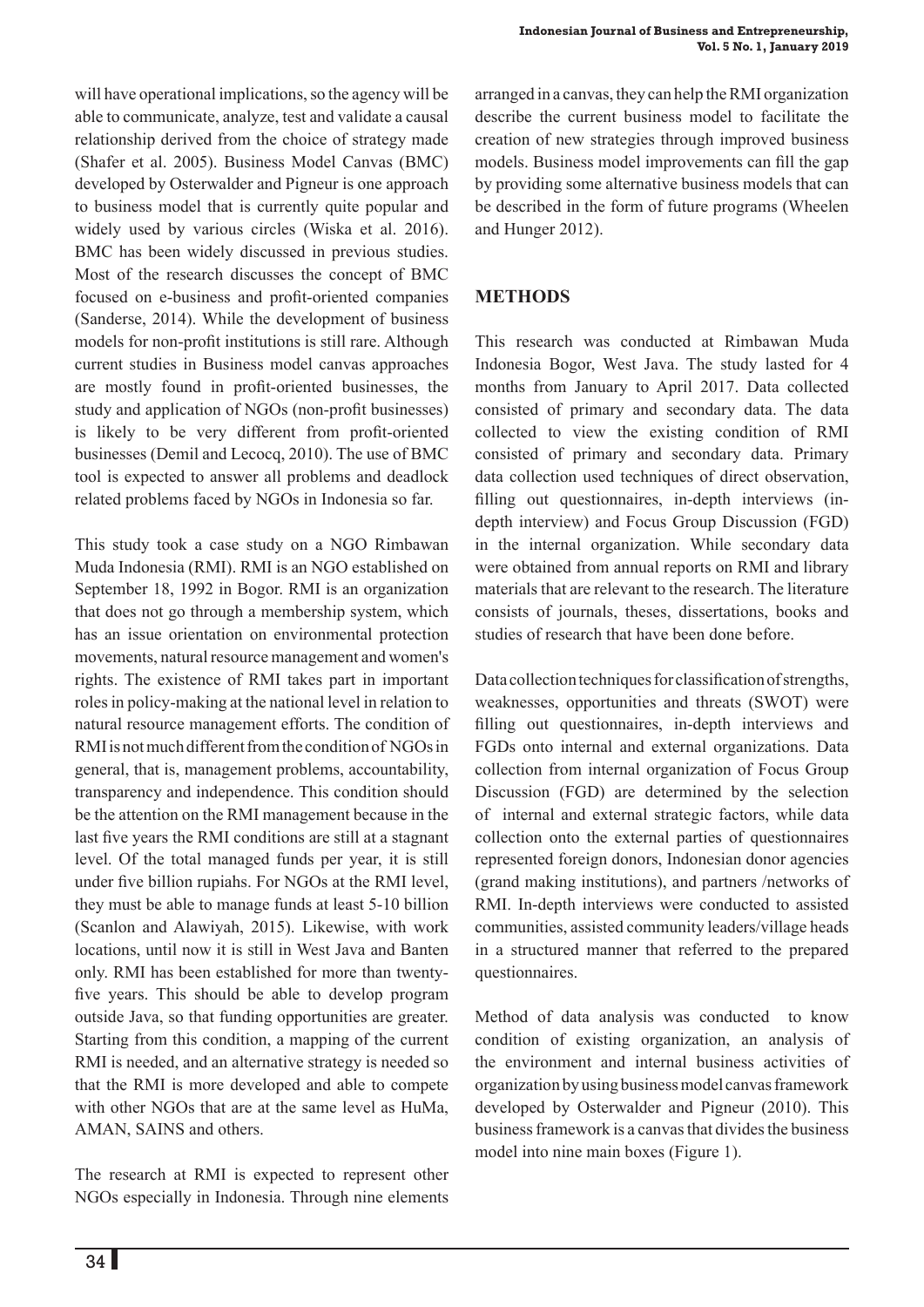will have operational implications, so the agency will be able to communicate, analyze, test and validate a causal relationship derived from the choice of strategy made (Shafer et al. 2005). Business Model Canvas (BMC) developed by Osterwalder and Pigneur is one approach to business model that is currently quite popular and widely used by various circles (Wiska et al. 2016). BMC has been widely discussed in previous studies. Most of the research discusses the concept of BMC focused on e-business and profit-oriented companies (Sanderse, 2014). While the development of business models for non-profit institutions is still rare. Although current studies in Business model canvas approaches are mostly found in profit-oriented businesses, the study and application of NGOs (non-profit businesses) is likely to be very different from profit-oriented businesses (Demil and Lecocq, 2010). The use of BMC tool is expected to answer all problems and deadlock related problems faced by NGOs in Indonesia so far.

This study took a case study on a NGO Rimbawan Muda Indonesia (RMI). RMI is an NGO established on September 18, 1992 in Bogor. RMI is an organization that does not go through a membership system, which has an issue orientation on environmental protection movements, natural resource management and women's rights. The existence of RMI takes part in important roles in policy-making at the national level in relation to natural resource management efforts. The condition of RMI is not much different from the condition of NGOs in general, that is, management problems, accountability, transparency and independence. This condition should be the attention on the RMI management because in the last five years the RMI conditions are still at a stagnant level. Of the total managed funds per year, it is still under five billion rupiahs. For NGOs at the RMI level, they must be able to manage funds at least 5-10 billion (Scanlon and Alawiyah, 2015). Likewise, with work locations, until now it is still in West Java and Banten only. RMI has been established for more than twenty-five years. This should be able to develop program outside Java, so that funding opportunities are greater. Starting from this condition, a mapping of the current RMI is needed, and an alternative strategy is needed so that the RMI is more developed and able to compete with other NGOs that are at the same level as HuMa, AMAN, SAINS and others.

The research at RMI is expected to represent other NGOs especially in Indonesia. Through nine elements arranged in a canvas, they can help the RMI organization describe the current business model to facilitate the creation of new strategies through improved business models. Business model improvements can fill the gap by providing some alternative business models that can be described in the form of future programs (Wheelen and Hunger 2012).

## METHODS

This research was conducted at Rimbawan Muda Indonesia Bogor, West Java. The study lasted for 4 months from January to April 2017. Data collected consisted of primary and secondary data. The data collected to view the existing condition of RMI consisted of primary and secondary data. Primary data collection used techniques of direct observation, filling out questionnaires, in-depth interviews (in-depth interview) and Focus Group Discussion (FGD) in the internal organization. While secondary data were obtained from annual reports on RMI and library materials that are relevant to the research. The literature consists of journals, theses, dissertations, books and studies of research that have been done before.

Data collection techniques for classification of strengths, weaknesses, opportunities and threats (SWOT) were filling out questionnaires, in-depth interviews and FGDs onto internal and external organizations. Data collection from internal organization of Focus Group Discussion (FGD) are determined by the selection of internal and external strategic factors, while data collection onto the external parties of questionnaires represented foreign donors, Indonesian donor agencies (grand making institutions), and partners /networks of RMI. In-depth interviews were conducted to assisted communities, assisted community leaders/village heads in a structured manner that referred to the prepared questionnaires.

Method of data analysis was conducted to know condition of existing organization, an analysis of the environment and internal business activities of organization by using business model canvas framework developed by Osterwalder and Pigneur (2010). This business framework is a canvas that divides the business model into nine main boxes (Figure 1).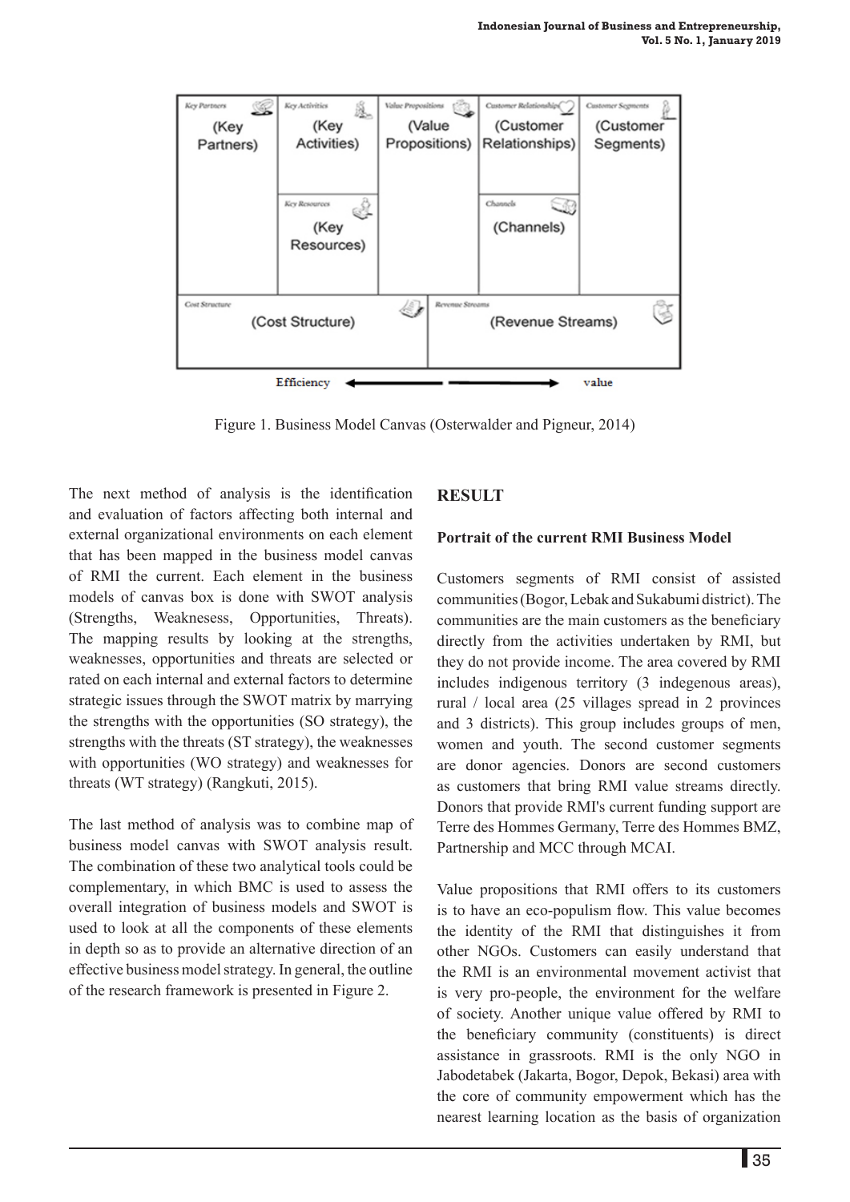Figure 1. Business Model Canvas (Osterwalder and Pigneur, 2014)

The next method of analysis is the identification and evaluation of factors affecting both internal and external organizational environments on each element that has been mapped in the business model canvas of RMI the current. Each element in the business models of canvas box is done with SWOT analysis (Strengths, Weaknesess, Opportunities, Threats). The mapping results by looking at the strengths, weaknesses, opportunities and threats are selected or rated on each internal and external factors to determine strategic issues through the SWOT matrix by marrying the strengths with the opportunities (SO strategy), the strengths with the threats (ST strategy), the weaknesses with opportunities (WO strategy) and weaknesses for threats (WT strategy) (Rangkuti, 2015).

The last method of analysis was to combine map of business model canvas with SWOT analysis result. The combination of these two analytical tools could be complementary, in which BMC is used to assess the overall integration of business models and SWOT is used to look at all the components of these elements in depth so as to provide an alternative direction of an effective business model strategy. In general, the outline of the research framework is presented in Figure 2.

## RESULT

### Portrait of the current RMI Business Model

Customers segments of RMI consist of assisted communities (Bogor, Lebak and Sukabumi district). The communities are the main customers as the beneficiary directly from the activities undertaken by RMI, but they do not provide income. The area covered by RMI includes indigenous territory (3 indegenous areas), rural / local area (25 villages spread in 2 provinces and 3 districts). This group includes groups of men, women and youth. The second customer segments are donor agencies. Donors are second customers as customers that bring RMI value streams directly. Donors that provide RMI's current funding support are Terre des Hommes Germany, Terre des Hommes BMZ, Partnership and MCC through MCAI.

Value propositions that RMI offers to its customers is to have an eco-populism flow. This value becomes the identity of the RMI that distinguishes it from other NGOs. Customers can easily understand that the RMI is an environmental movement activist that is very pro-people, the environment for the welfare of society. Another unique value offered by RMI to the beneficiary community (constituents) is direct assistance in grassroots. RMI is the only NGO in Jabodetabek (Jakarta, Bogor, Depok, Bekasi) area with the core of community empowerment which has the nearest learning location as the basis of organization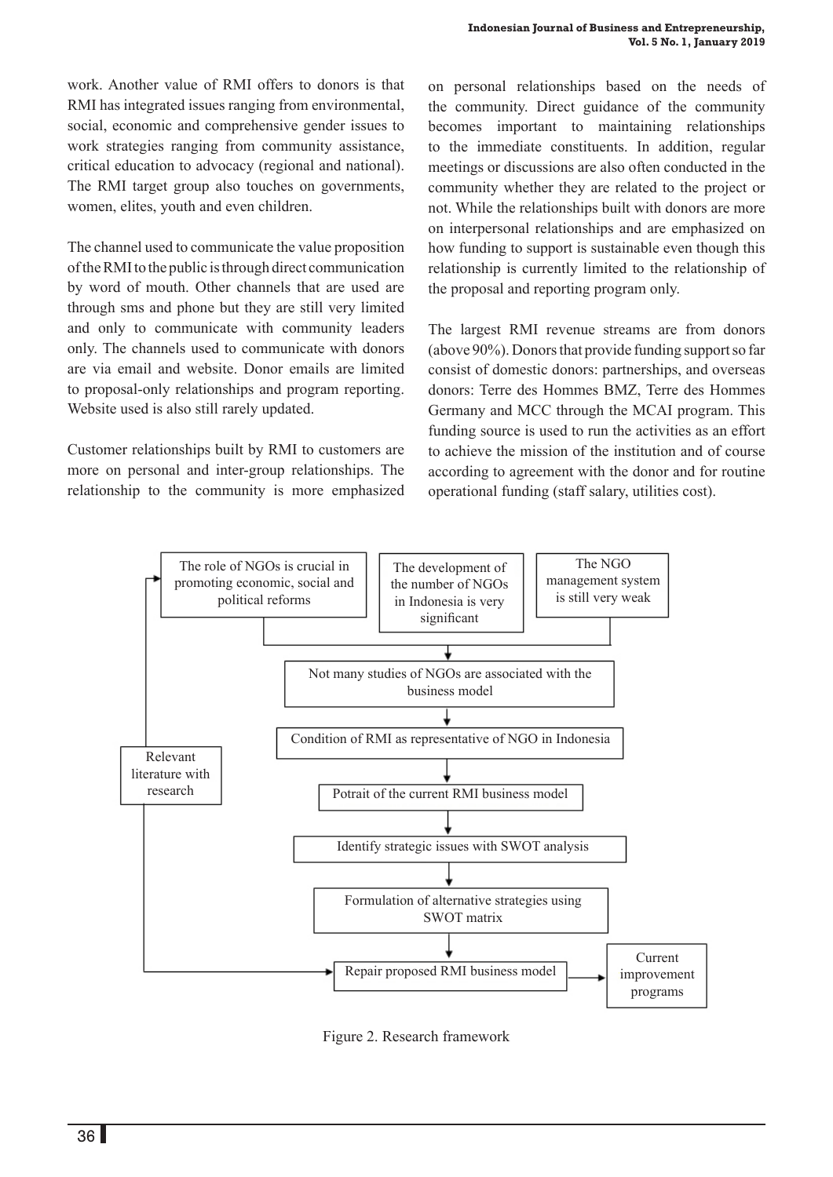work. Another value of RMI offers to donors is that RMI has integrated issues ranging from environmental, social, economic and comprehensive gender issues to work strategies ranging from community assistance, critical education to advocacy (regional and national). The RMI target group also touches on governments, women, elites, youth and even children.

The channel used to communicate the value proposition of the RMI to the public is through direct communication by word of mouth. Other channels that are used are through sms and phone but they are still very limited and only to communicate with community leaders only. The channels used to communicate with donors are via email and website. Donor emails are limited to proposal-only relationships and program reporting. Website used is also still rarely updated.

Customer relationships built by RMI to customers are more on personal and inter-group relationships. The relationship to the community is more emphasized on personal relationships based on the needs of the community. Direct guidance of the community becomes important to maintaining relationships to the immediate constituents. In addition, regular meetings or discussions are also often conducted in the community whether they are related to the project or not. While the relationships built with donors are more on interpersonal relationships and are emphasized on how funding to support is sustainable even though this relationship is currently limited to the relationship of the proposal and reporting program only.

The largest RMI revenue streams are from donors (above 90%). Donors that provide funding support so far consist of domestic donors: partnerships, and overseas donors: Terre des Hommes BMZ, Terre des Hommes Germany and MCC through the MCAI program. This funding source is used to run the activities as an effort to achieve the mission of the institution and of course according to agreement with the donor and for routine operational funding (staff salary, utilities cost).

- The role of NGOs is crucial in promoting economic, social and political reforms
- The development of the number of NGOs in Indonesia is very significant
- The NGO management system is still very weak
- Not many studies of NGOs are associated with the business model
- Condition of RMI as representative of NGO in Indonesia
- Potrait of the current RMI business model
- Identify strategic issues with SWOT analysis
- Formulation of alternative strategies using SWOT matrix
- Repair proposed RMI business model
- Current improvement programs
- Relevant literature with research

Figure 2. Research framework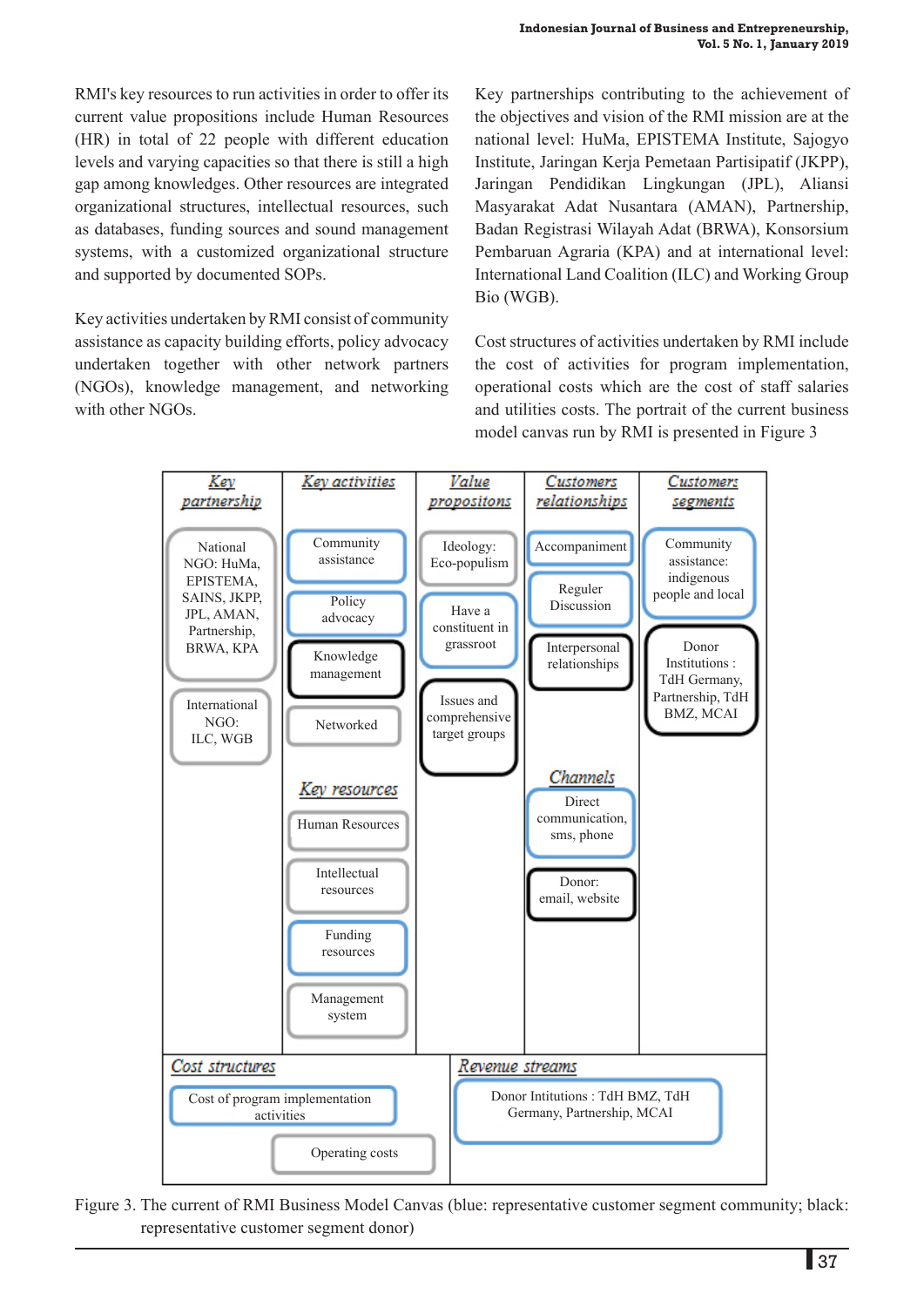RMI's key resources to run activities in order to offer its current value propositions include Human Resources (HR) in total of 22 people with different education levels and varying capacities so that there is still a high gap among knowledges. Other resources are integrated organizational structures, intellectual resources, such as databases, funding sources and sound management systems, with a customized organizational structure and supported by documented SOPs.

Key activities undertaken by RMI consist of community assistance as capacity building efforts, policy advocacy undertaken together with other network partners (NGOs), knowledge management, and networking with other NGOs.

Key partnerships contributing to the achievement of the objectives and vision of the RMI mission are at the national level: HuMa, EPISTEMA Institute, Sajogyo Institute, Jaringan Kerja Pemetaan Partisipatif (JKPP), Jaringan Pendidikan Lingkungan (JPL), Aliansi Masyarakat Adat Nusantara (AMAN), Partnership, Badan Registrasi Wilayah Adat (BRWA), Konsorsium Pembaruan Agraria (KPA) and at international level: International Land Coalition (ILC) and Working Group Bio (WGB).

Cost structures of activities undertaken by RMI include the cost of activities for program implementation, operational costs which are the cost of staff salaries and utilities costs. The portrait of the current business model canvas run by RMI is presented in Figure 3

| Key partnership | Key activities | Value propositons | Customers relationships | Customers segments |
|---|---|---|---|---|
| National NGO: HuMa, EPISTEMA, SAINS, JKPP, JPL, AMAN, Partnership, BRWA, KPA | Community assistance | Ideology: Eco-populism | Accompaniment | Community assistance: indigenous people and local |
| International NGO: ILC, WGB | Policy advocacy | Have a constituent in grassroot | Reguler Discussion | Donor Institutions : TdH Germany, Partnership, TdH BMZ, MCAI |
| | Knowledge management | Issues and comprehensive target groups | Interpersonal relationships | |
| | Networked | | | |
| | **Key resources** | | **Channels** | |
| | Human Resources | | Direct communication, sms, phone | |
| | Intellectual resources | | Donor: email, website | |
| | Funding resources | | | |
| | Management system | | | |

| Cost structures | Revenue streams |
|---|---|
| Cost of program implementation activities | Donor Intitutions : TdH BMZ, TdH Germany, Partnership, MCAI |
| Operating costs | |

Figure 3. The current of RMI Business Model Canvas (blue: representative customer segment community; black: representative customer segment donor)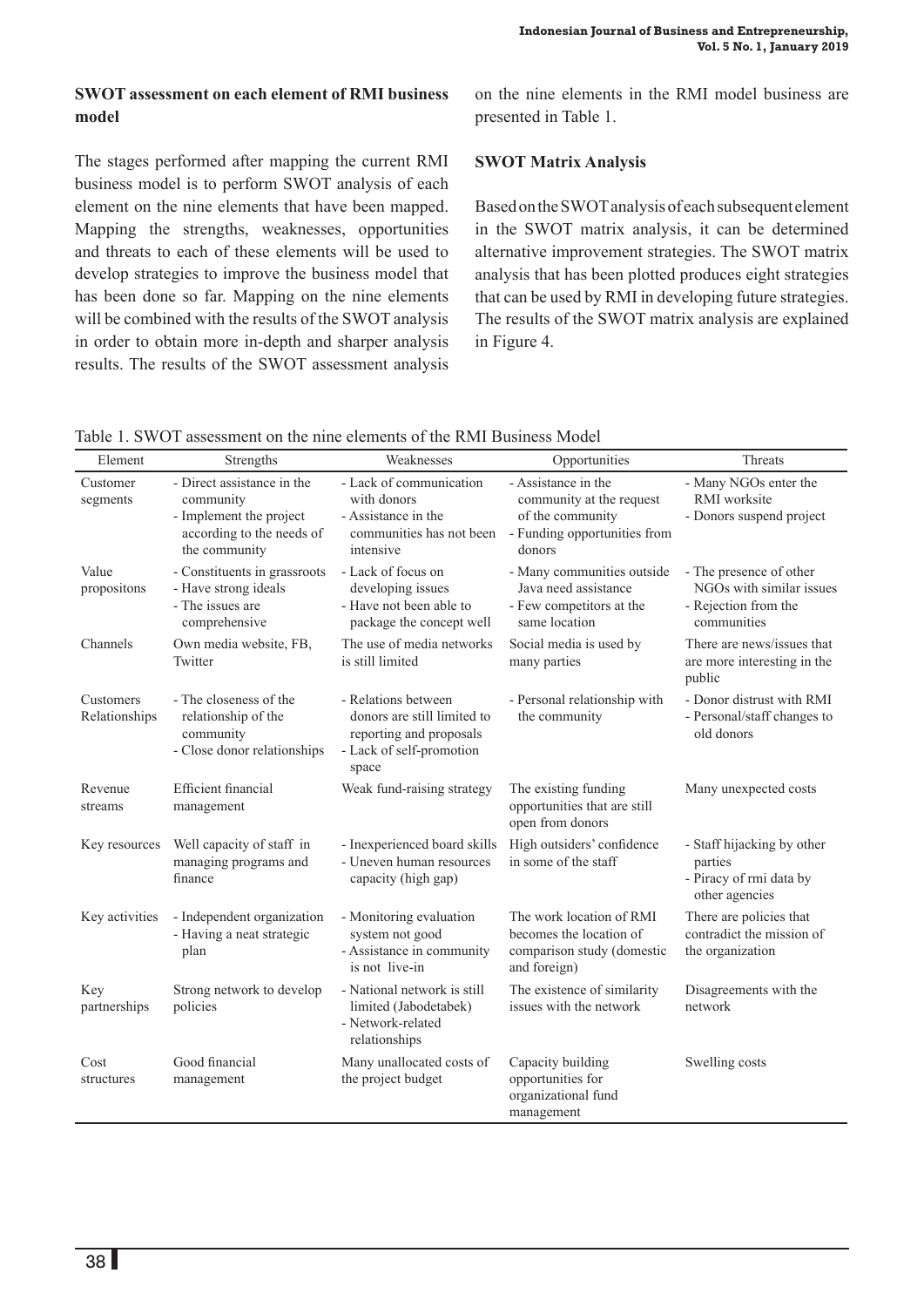### SWOT assessment on each element of RMI business model

The stages performed after mapping the current RMI business model is to perform SWOT analysis of each element on the nine elements that have been mapped. Mapping the strengths, weaknesses, opportunities and threats to each of these elements will be used to develop strategies to improve the business model that has been done so far. Mapping on the nine elements will be combined with the results of the SWOT analysis in order to obtain more in-depth and sharper analysis results. The results of the SWOT assessment analysis on the nine elements in the RMI model business are presented in Table 1.

### SWOT Matrix Analysis

Based on the SWOT analysis of each subsequent element in the SWOT matrix analysis, it can be determined alternative improvement strategies. The SWOT matrix analysis that has been plotted produces eight strategies that can be used by RMI in developing future strategies. The results of the SWOT matrix analysis are explained in Figure 4.

Table 1. SWOT assessment on the nine elements of the RMI Business Model

| Element | Strengths | Weaknesses | Opportunities | Threats |
|---|---|---|---|---|
| Customer segments | - Direct assistance in the community<br>- Implement the project according to the needs of the community | - Lack of communication with donors<br>- Assistance in the communities has not been intensive | - Assistance in the community at the request of the community<br>- Funding opportunities from donors | - Many NGOs enter the RMI worksite<br>- Donors suspend project |
| Value propositons | - Constituents in grassroots<br>- Have strong ideals<br>- The issues are comprehensive | - Lack of focus on developing issues<br>- Have not been able to package the concept well | - Many communities outside Java need assistance<br>- Few competitors at the same location | - The presence of other NGOs with similar issues<br>- Rejection from the communities |
| Channels | Own media website, FB, Twitter | The use of media networks is still limited | Social media is used by many parties | There are news/issues that are more interesting in the public |
| Customers Relationships | - The closeness of the relationship of the community<br>- Close donor relationships | - Relations between donors are still limited to reporting and proposals<br>- Lack of self-promotion space | - Personal relationship with the community | - Donor distrust with RMI<br>- Personal/staff changes to old donors |
| Revenue streams | Efficient financial management | Weak fund-raising strategy | The existing funding opportunities that are still open from donors | Many unexpected costs |
| Key resources | Well capacity of staff in managing programs and finance | - Inexperienced board skills<br>- Uneven human resources capacity (high gap) | High outsiders' confidence in some of the staff | - Staff hijacking by other parties<br>- Piracy of rmi data by other agencies |
| Key activities | - Independent organization<br>- Having a neat strategic plan | - Monitoring evaluation system not good<br>- Assistance in community is not live-in | The work location of RMI becomes the location of comparison study (domestic and foreign) | There are policies that contradict the mission of the organization |
| Key partnerships | Strong network to develop policies | - National network is still limited (Jabodetabek)<br>- Network-related relationships | The existence of similarity issues with the network | Disagreements with the network |
| Cost structures | Good financial management | Many unallocated costs of the project budget | Capacity building opportunities for organizational fund management | Swelling costs |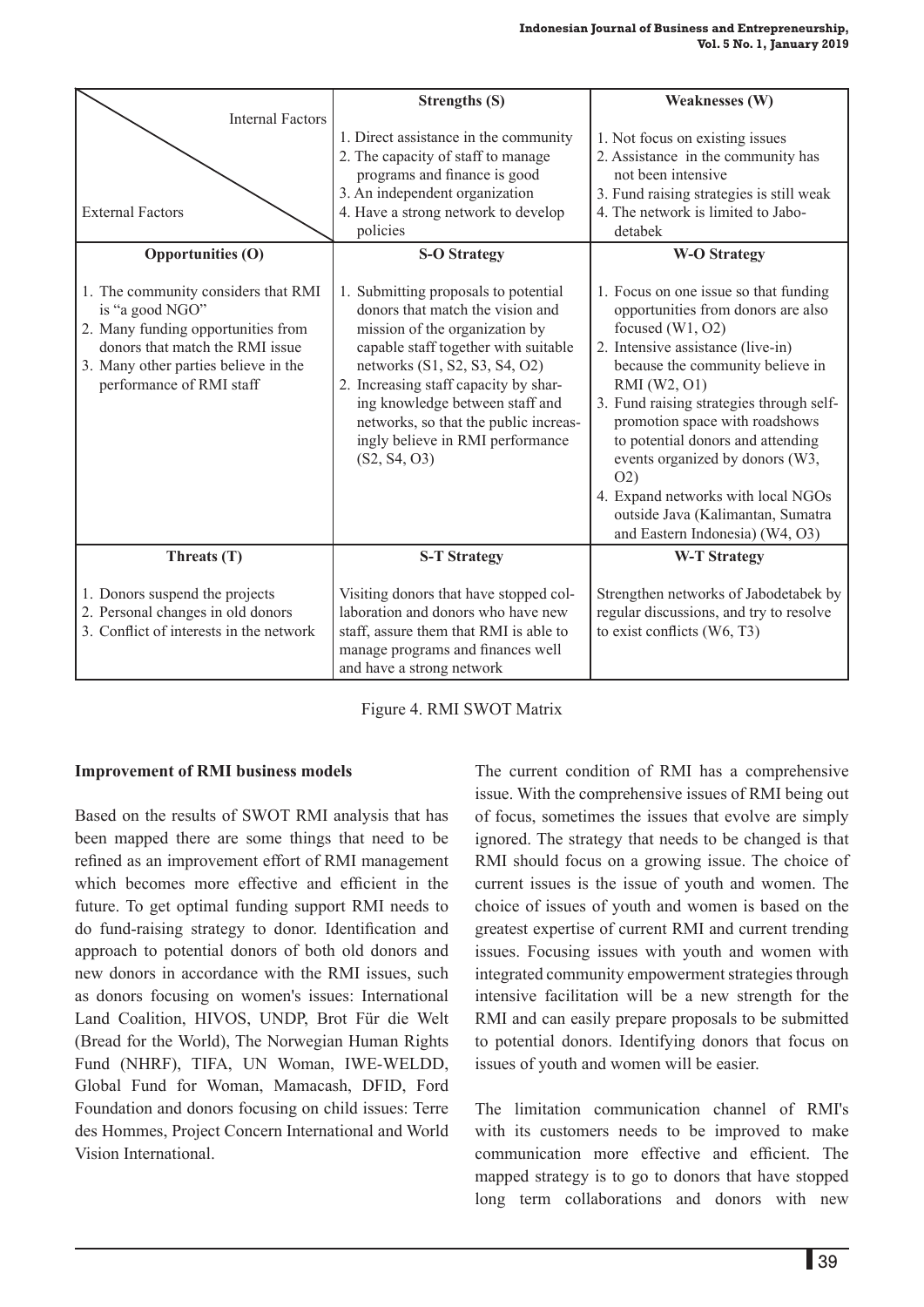| Internal Factors / External Factors | Strengths (S) | Weaknesses (W) |
|---|---|---|
| | 1. Direct assistance in the community<br>2. The capacity of staff to manage programs and finance is good<br>3. An independent organization<br>4. Have a strong network to develop policies | 1. Not focus on existing issues<br>2. Assistance in the community has not been intensive<br>3. Fund raising strategies is still weak<br>4. The network is limited to Jabodetabek |
| **Opportunities (O)** | **S-O Strategy** | **W-O Strategy** |
| 1. The community considers that RMI is "a good NGO"<br>2. Many funding opportunities from donors that match the RMI issue<br>3. Many other parties believe in the performance of RMI staff | 1. Submitting proposals to potential donors that match the vision and mission of the organization by capable staff together with suitable networks (S1, S2, S3, S4, O2)<br>2. Increasing staff capacity by sharing knowledge between staff and networks, so that the public increasingly believe in RMI performance (S2, S4, O3) | 1. Focus on one issue so that funding opportunities from donors are also focused (W1, O2)<br>2. Intensive assistance (live-in) because the community believe in RMI (W2, O1)<br>3. Fund raising strategies through self-promotion space with roadshows to potential donors and attending events organized by donors (W3, O2)<br>4. Expand networks with local NGOs outside Java (Kalimantan, Sumatra and Eastern Indonesia) (W4, O3) |
| **Threats (T)** | **S-T Strategy** | **W-T Strategy** |
| 1. Donors suspend the projects<br>2. Personal changes in old donors<br>3. Conflict of interests in the network | Visiting donors that have stopped collaboration and donors who have new staff, assure them that RMI is able to manage programs and finances well and have a strong network | Strengthen networks of Jabodetabek by regular discussions, and try to resolve to exist conflicts (W6, T3) |

Figure 4. RMI SWOT Matrix

**Improvement of RMI business models**

Based on the results of SWOT RMI analysis that has been mapped there are some things that need to be refined as an improvement effort of RMI management which becomes more effective and efficient in the future. To get optimal funding support RMI needs to do fund-raising strategy to donor. Identification and approach to potential donors of both old donors and new donors in accordance with the RMI issues, such as donors focusing on women's issues: International Land Coalition, HIVOS, UNDP, Brot Für die Welt (Bread for the World), The Norwegian Human Rights Fund (NHRF), TIFA, UN Woman, IWE-WELDD, Global Fund for Woman, Mamacash, DFID, Ford Foundation and donors focusing on child issues: Terre des Hommes, Project Concern International and World Vision International.

The current condition of RMI has a comprehensive issue. With the comprehensive issues of RMI being out of focus, sometimes the issues that evolve are simply ignored. The strategy that needs to be changed is that RMI should focus on a growing issue. The choice of current issues is the issue of youth and women. The choice of issues of youth and women is based on the greatest expertise of current RMI and current trending issues. Focusing issues with youth and women with integrated community empowerment strategies through intensive facilitation will be a new strength for the RMI and can easily prepare proposals to be submitted to potential donors. Identifying donors that focus on issues of youth and women will be easier.

The limitation communication channel of RMI's with its customers needs to be improved to make communication more effective and efficient. The mapped strategy is to go to donors that have stopped long term collaborations and donors with new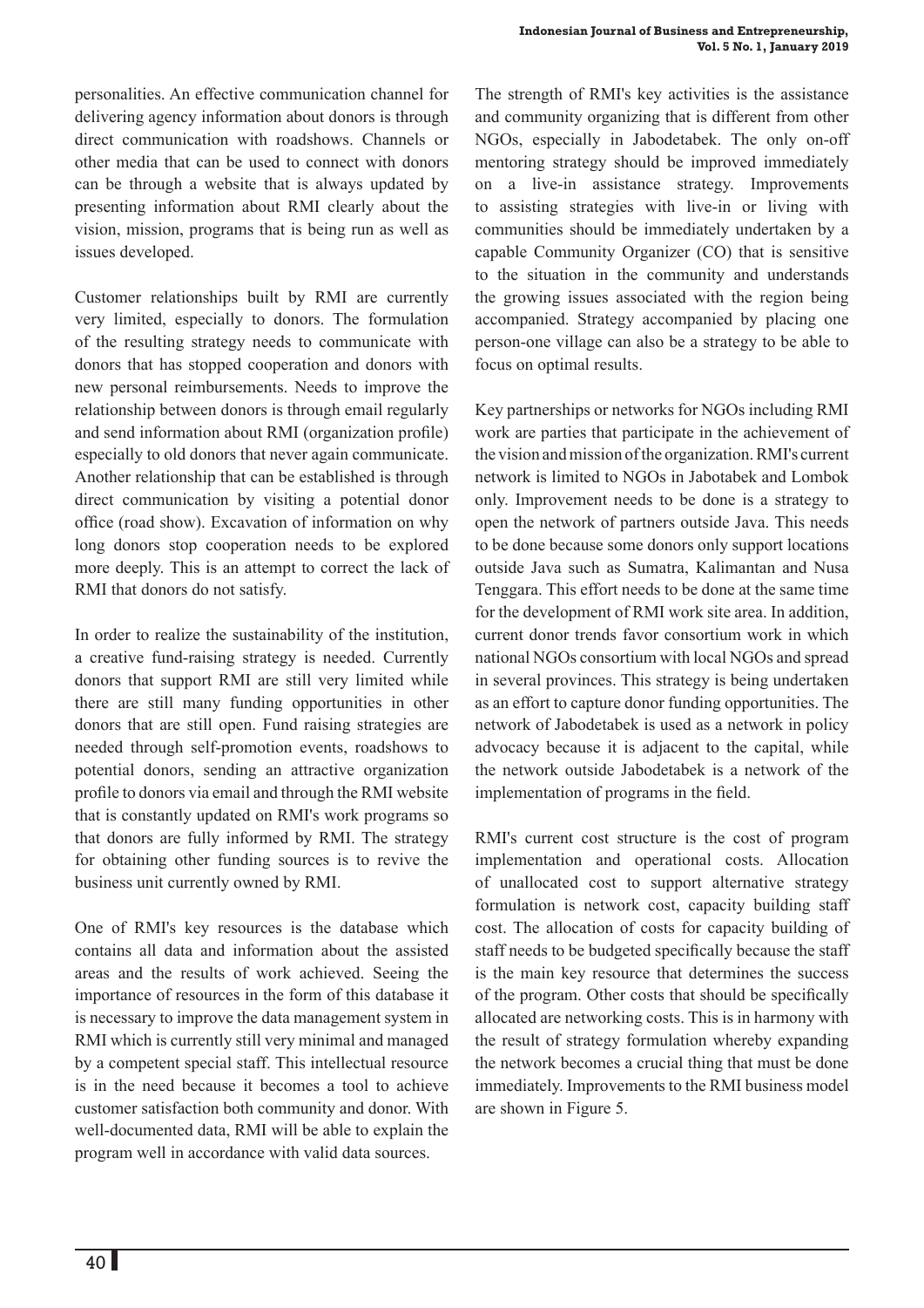personalities. An effective communication channel for delivering agency information about donors is through direct communication with roadshows. Channels or other media that can be used to connect with donors can be through a website that is always updated by presenting information about RMI clearly about the vision, mission, programs that is being run as well as issues developed.

Customer relationships built by RMI are currently very limited, especially to donors. The formulation of the resulting strategy needs to communicate with donors that has stopped cooperation and donors with new personal reimbursements. Needs to improve the relationship between donors is through email regularly and send information about RMI (organization profile) especially to old donors that never again communicate. Another relationship that can be established is through direct communication by visiting a potential donor office (road show). Excavation of information on why long donors stop cooperation needs to be explored more deeply. This is an attempt to correct the lack of RMI that donors do not satisfy.

In order to realize the sustainability of the institution, a creative fund-raising strategy is needed. Currently donors that support RMI are still very limited while there are still many funding opportunities in other donors that are still open. Fund raising strategies are needed through self-promotion events, roadshows to potential donors, sending an attractive organization profile to donors via email and through the RMI website that is constantly updated on RMI's work programs so that donors are fully informed by RMI. The strategy for obtaining other funding sources is to revive the business unit currently owned by RMI.

One of RMI's key resources is the database which contains all data and information about the assisted areas and the results of work achieved. Seeing the importance of resources in the form of this database it is necessary to improve the data management system in RMI which is currently still very minimal and managed by a competent special staff. This intellectual resource is in the need because it becomes a tool to achieve customer satisfaction both community and donor. With well-documented data, RMI will be able to explain the program well in accordance with valid data sources.

The strength of RMI's key activities is the assistance and community organizing that is different from other NGOs, especially in Jabodetabek. The only on-off mentoring strategy should be improved immediately on a live-in assistance strategy. Improvements to assisting strategies with live-in or living with communities should be immediately undertaken by a capable Community Organizer (CO) that is sensitive to the situation in the community and understands the growing issues associated with the region being accompanied. Strategy accompanied by placing one person-one village can also be a strategy to be able to focus on optimal results.

Key partnerships or networks for NGOs including RMI work are parties that participate in the achievement of the vision and mission of the organization. RMI's current network is limited to NGOs in Jabotabek and Lombok only. Improvement needs to be done is a strategy to open the network of partners outside Java. This needs to be done because some donors only support locations outside Java such as Sumatra, Kalimantan and Nusa Tenggara. This effort needs to be done at the same time for the development of RMI work site area. In addition, current donor trends favor consortium work in which national NGOs consortium with local NGOs and spread in several provinces. This strategy is being undertaken as an effort to capture donor funding opportunities. The network of Jabodetabek is used as a network in policy advocacy because it is adjacent to the capital, while the network outside Jabodetabek is a network of the implementation of programs in the field.

RMI's current cost structure is the cost of program implementation and operational costs. Allocation of unallocated cost to support alternative strategy formulation is network cost, capacity building staff cost. The allocation of costs for capacity building of staff needs to be budgeted specifically because the staff is the main key resource that determines the success of the program. Other costs that should be specifically allocated are networking costs. This is in harmony with the result of strategy formulation whereby expanding the network becomes a crucial thing that must be done immediately. Improvements to the RMI business model are shown in Figure 5.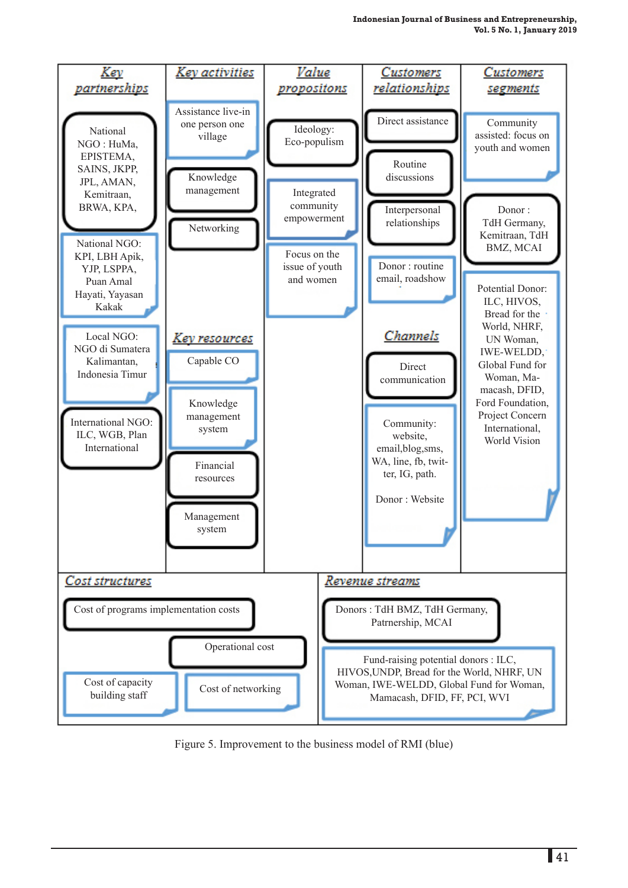| Key partnerships | Key activities | Value propositons | Customers relationships | Customers segments |
|---|---|---|---|---|
| National NGO : HuMa, EPISTEMA, SAINS, JKPP, JPL, AMAN, Kemitraan, BRWA, KPA, | Assistance live-in one person one village | Ideology: Eco-populism | Direct assistance | Community assisted: focus on youth and women |
| National NGO: KPI, LBH Apik, YJP, LSPPA, Puan Amal Hayati, Yayasan Kakak | Knowledge management | Integrated community empowerment | Routine discussions | Donor : TdH Germany, Kemitraan, TdH BMZ, MCAI |
| Local NGO: NGO di Sumatera Kalimantan, Indonesia Timur | Networking | Focus on the issue of youth and women | Interpersonal relationships | Potential Donor: ILC, HIVOS, Bread for the World, NHRF, UN Woman, IWE-WELDD, Global Fund for Woman, Mamacash, DFID, Ford Foundation, Project Concern International, World Vision |
| International NGO: ILC, WGB, Plan International | | | Donor : routine email, roadshow | |
| | **Key resources** | | **Channels** | |
| | Capable CO | | Direct communication | |
| | Knowledge management system | | Community: website, email,blog,sms, WA, line, fb, twitter, IG, path. Donor : Website | |
| | Financial resources | | | |
| | Management system | | | |

| Cost structures | Revenue streams |
|---|---|
| Cost of programs implementation costs | Donors : TdH BMZ, TdH Germany, Patrnership, MCAI |
| Operational cost | Fund-raising potential donors : ILC, HIVOS,UNDP, Bread for the World, NHRF, UN Woman, IWE-WELDD, Global Fund for Woman, Mamacash, DFID, FF, PCI, WVI |
| Cost of capacity building staff | |
| Cost of networking | |

Figure 5. Improvement to the business model of RMI (blue)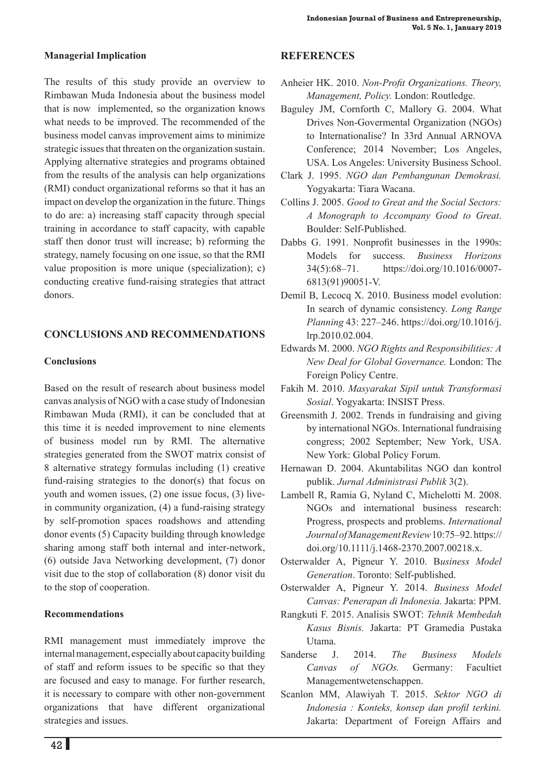### Managerial Implication

The results of this study provide an overview to Rimbawan Muda Indonesia about the business model that is now implemented, so the organization knows what needs to be improved. The recommended of the business model canvas improvement aims to minimize strategic issues that threaten on the organization sustain. Applying alternative strategies and programs obtained from the results of the analysis can help organizations (RMI) conduct organizational reforms so that it has an impact on develop the organization in the future. Things to do are: a) increasing staff capacity through special training in accordance to staff capacity, with capable staff then donor trust will increase; b) reforming the strategy, namely focusing on one issue, so that the RMI value proposition is more unique (specialization); c) conducting creative fund-raising strategies that attract donors.

## CONCLUSIONS AND RECOMMENDATIONS

### Conclusions

Based on the result of research about business model canvas analysis of NGO with a case study of Indonesian Rimbawan Muda (RMI), it can be concluded that at this time it is needed improvement to nine elements of business model run by RMI. The alternative strategies generated from the SWOT matrix consist of 8 alternative strategy formulas including (1) creative fund-raising strategies to the donor(s) that focus on youth and women issues, (2) one issue focus, (3) live-in community organization, (4) a fund-raising strategy by self-promotion spaces roadshows and attending donor events (5) Capacity building through knowledge sharing among staff both internal and inter-network, (6) outside Java Networking development, (7) donor visit due to the stop of collaboration (8) donor visit du to the stop of cooperation.

### Recommendations

RMI management must immediately improve the internal management, especially about capacity building of staff and reform issues to be specific so that they are focused and easy to manage. For further research, it is necessary to compare with other non-government organizations that have different organizational strategies and issues.

## REFERENCES

Anheier HK. 2010. *Non-Profit Organizations. Theory, Management, Policy.* London: Routledge.

Baguley JM, Cornforth C, Mallory G. 2004. What Drives Non-Govermental Organization (NGOs) to Internationalise? In 33rd Annual ARNOVA Conference; 2014 November; Los Angeles, USA. Los Angeles: University Business School.

Clark J. 1995. *NGO dan Pembangunan Demokrasi.* Yogyakarta: Tiara Wacana.

Collins J. 2005. *Good to Great and the Social Sectors: A Monograph to Accompany Good to Great*. Boulder: Self-Published.

Dabbs G. 1991. Nonprofit businesses in the 1990s: Models for success. *Business Horizons* 34(5):68–71. https://doi.org/10.1016/0007-6813(91)90051-V.

Demil B, Lecocq X. 2010. Business model evolution: In search of dynamic consistency. *Long Range Planning* 43: 227–246. https://doi.org/10.1016/j.lrp.2010.02.004.

Edwards M. 2000. *NGO Rights and Responsibilities: A New Deal for Global Governance.* London: The Foreign Policy Centre.

Fakih M. 2010. *Masyarakat Sipil untuk Transformasi Sosial*. Yogyakarta: INSIST Press.

Greensmith J. 2002. Trends in fundraising and giving by international NGOs. International fundraising congress; 2002 September; New York, USA. New York: Global Policy Forum.

Hernawan D. 2004. Akuntabilitas NGO dan kontrol publik. *Jurnal Administrasi Publik* 3(2).

Lambell R, Ramia G, Nyland C, Michelotti M. 2008. NGOs and international business research: Progress, prospects and problems. *International Journal of Management Review* 10:75–92. https://doi.org/10.1111/j.1468-2370.2007.00218.x.

Osterwalder A, Pigneur Y. 2010. B*usiness Model Generation*. Toronto: Self-published.

Osterwalder A, Pigneur Y. 2014. *Business Model Canvas: Penerapan di Indonesia.* Jakarta: PPM.

Rangkuti F. 2015. Analisis SWOT: *Tehnik Membedah Kasus Bisnis.* Jakarta: PT Gramedia Pustaka Utama.

Sanderse J. 2014. *The Business Models Canvas of NGOs.* Germany: Facultiet Managementwetenschappen.

Scanlon MM, Alawiyah T. 2015. *Sektor NGO di Indonesia : Konteks, konsep dan profil terkini.* Jakarta: Department of Foreign Affairs and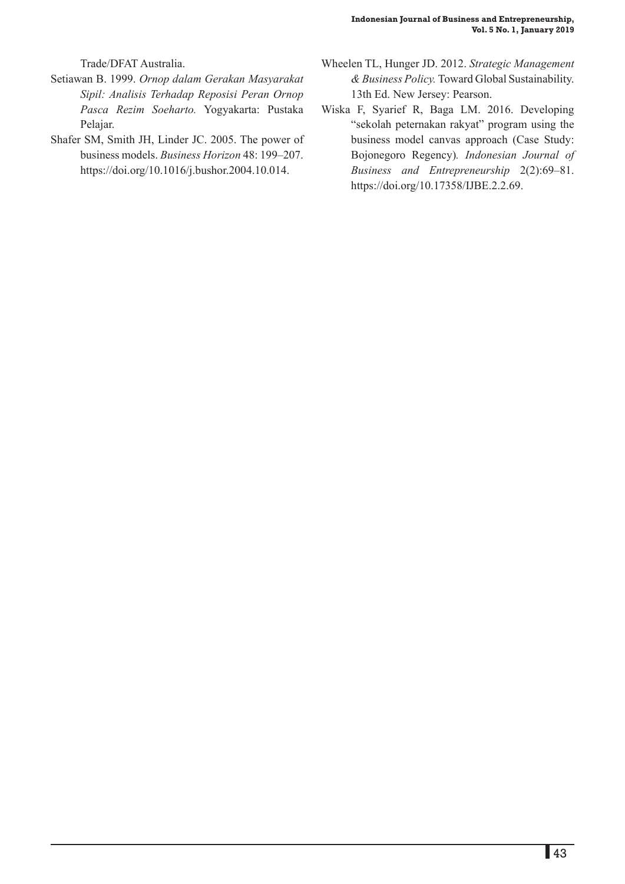Trade/DFAT Australia.

Setiawan B. 1999. *Ornop dalam Gerakan Masyarakat Sipil: Analisis Terhadap Reposisi Peran Ornop Pasca Rezim Soeharto.* Yogyakarta: Pustaka Pelajar.

Shafer SM, Smith JH, Linder JC. 2005. The power of business models. *Business Horizon* 48: 199–207. https://doi.org/10.1016/j.bushor.2004.10.014.

Wheelen TL, Hunger JD. 2012. *Strategic Management & Business Policy.* Toward Global Sustainability. 13th Ed. New Jersey: Pearson.

Wiska F, Syarief R, Baga LM. 2016. Developing "sekolah peternakan rakyat" program using the business model canvas approach (Case Study: Bojonegoro Regency). *Indonesian Journal of Business and Entrepreneurship* 2(2):69–81. https://doi.org/10.17358/IJBE.2.2.69.